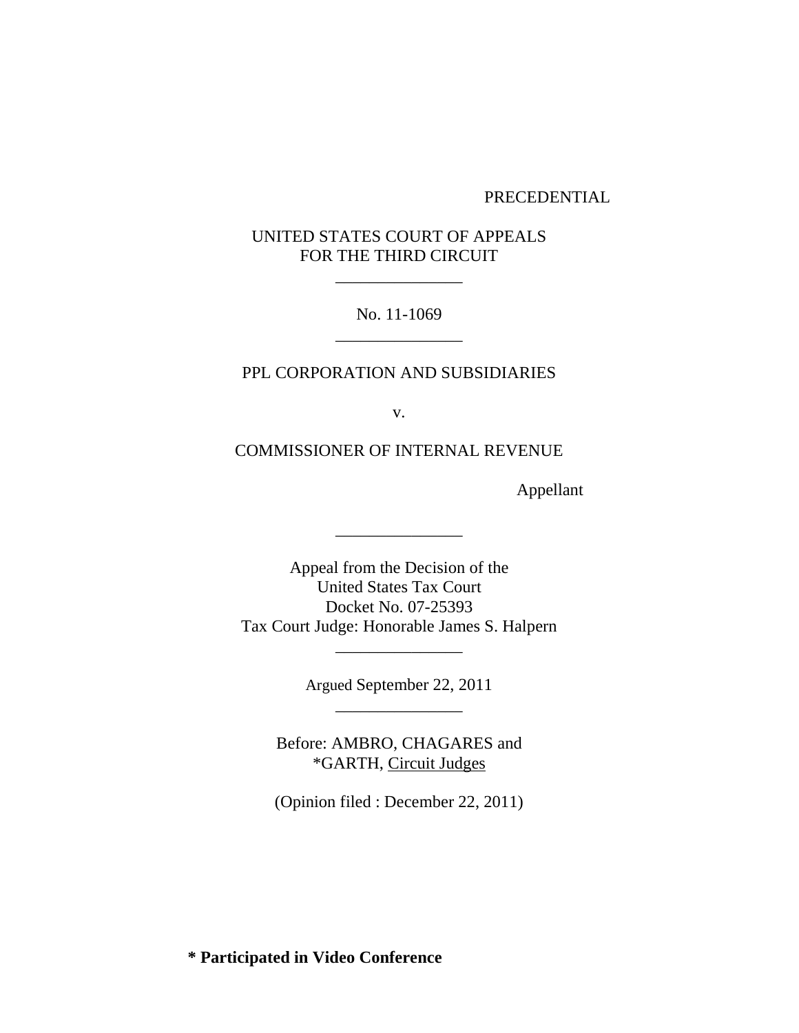PRECEDENTIAL

UNITED STATES COURT OF APPEALS
FOR THE THIRD CIRCUIT

_______________

No. 11-1069

_______________

PPL CORPORATION AND SUBSIDIARIES

v.

COMMISSIONER OF INTERNAL REVENUE

Appellant

_______________

Appeal from the Decision of the
United States Tax Court
Docket No. 07-25393
Tax Court Judge: Honorable James S. Halpern

_______________

Argued September 22, 2011

_______________

Before: AMBRO, CHAGARES and
*GARTH, Circuit Judges

(Opinion filed : December 22, 2011)

**\* Participated in Video Conference**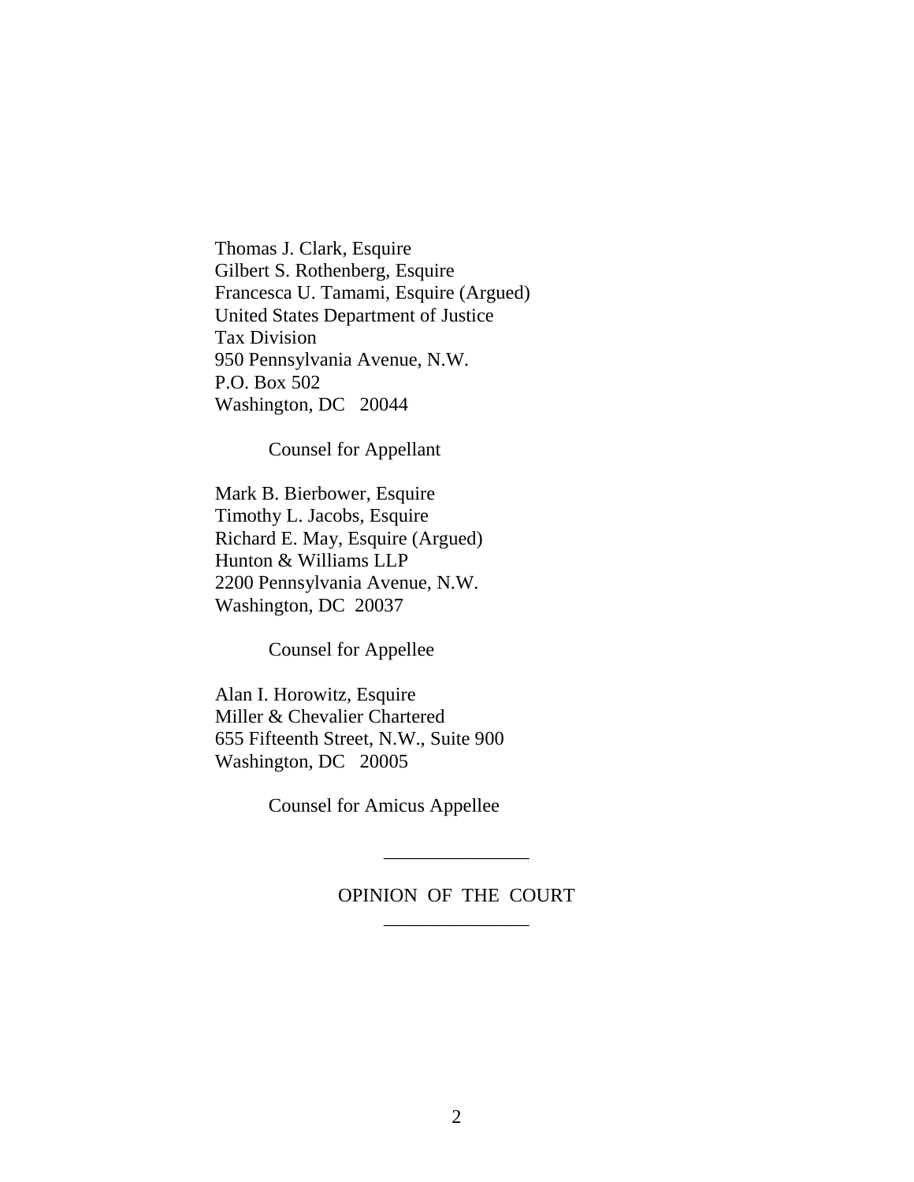Thomas J. Clark, Esquire
Gilbert S. Rothenberg, Esquire
Francesca U. Tamami, Esquire (Argued)
United States Department of Justice
Tax Division
950 Pennsylvania Avenue, N.W.
P.O. Box 502
Washington, DC 20044

Counsel for Appellant

Mark B. Bierbower, Esquire
Timothy L. Jacobs, Esquire
Richard E. May, Esquire (Argued)
Hunton & Williams LLP
2200 Pennsylvania Avenue, N.W.
Washington, DC 20037

Counsel for Appellee

Alan I. Horowitz, Esquire
Miller & Chevalier Chartered
655 Fifteenth Street, N.W., Suite 900
Washington, DC 20005

Counsel for Amicus Appellee

---

OPINION OF THE COURT

---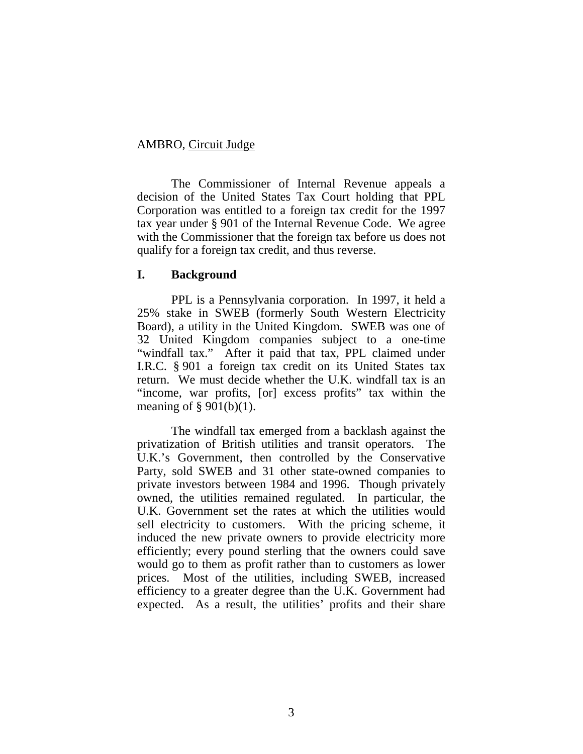AMBRO, Circuit Judge

The Commissioner of Internal Revenue appeals a decision of the United States Tax Court holding that PPL Corporation was entitled to a foreign tax credit for the 1997 tax year under § 901 of the Internal Revenue Code. We agree with the Commissioner that the foreign tax before us does not qualify for a foreign tax credit, and thus reverse.

## I. Background

PPL is a Pennsylvania corporation. In 1997, it held a 25% stake in SWEB (formerly South Western Electricity Board), a utility in the United Kingdom. SWEB was one of 32 United Kingdom companies subject to a one-time "windfall tax." After it paid that tax, PPL claimed under I.R.C. § 901 a foreign tax credit on its United States tax return. We must decide whether the U.K. windfall tax is an "income, war profits, [or] excess profits" tax within the meaning of § 901(b)(1).

The windfall tax emerged from a backlash against the privatization of British utilities and transit operators. The U.K.'s Government, then controlled by the Conservative Party, sold SWEB and 31 other state-owned companies to private investors between 1984 and 1996. Though privately owned, the utilities remained regulated. In particular, the U.K. Government set the rates at which the utilities would sell electricity to customers. With the pricing scheme, it induced the new private owners to provide electricity more efficiently; every pound sterling that the owners could save would go to them as profit rather than to customers as lower prices. Most of the utilities, including SWEB, increased efficiency to a greater degree than the U.K. Government had expected. As a result, the utilities' profits and their share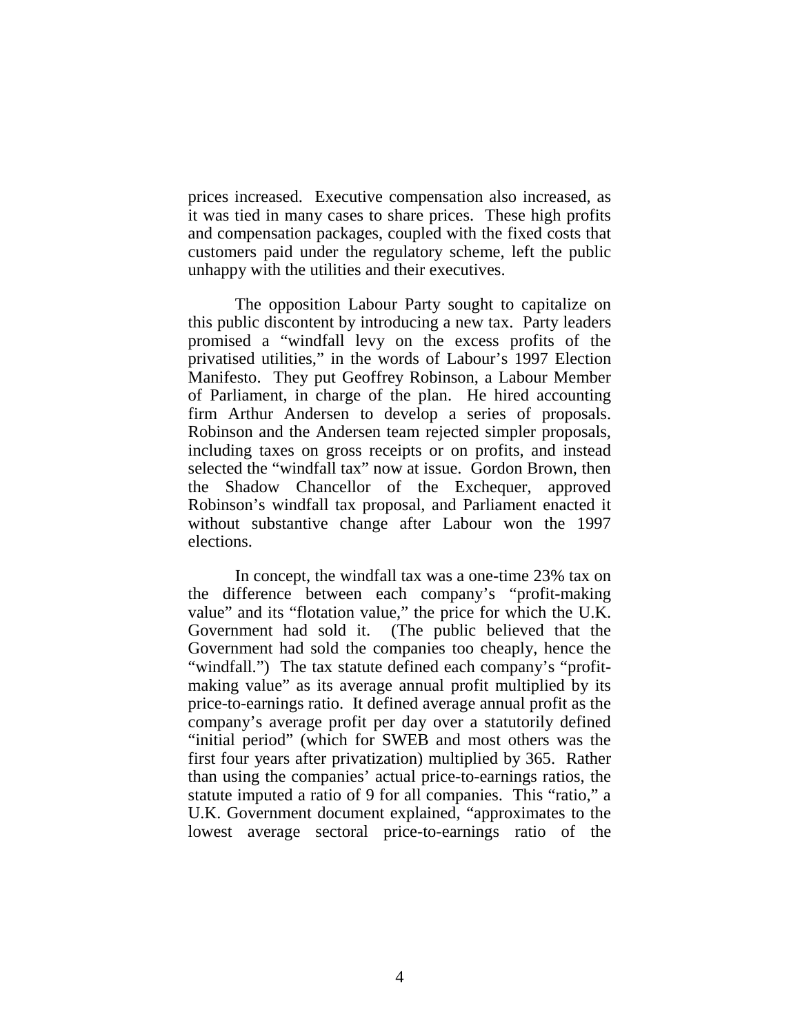prices increased. Executive compensation also increased, as it was tied in many cases to share prices. These high profits and compensation packages, coupled with the fixed costs that customers paid under the regulatory scheme, left the public unhappy with the utilities and their executives.

The opposition Labour Party sought to capitalize on this public discontent by introducing a new tax. Party leaders promised a "windfall levy on the excess profits of the privatised utilities," in the words of Labour's 1997 Election Manifesto. They put Geoffrey Robinson, a Labour Member of Parliament, in charge of the plan. He hired accounting firm Arthur Andersen to develop a series of proposals. Robinson and the Andersen team rejected simpler proposals, including taxes on gross receipts or on profits, and instead selected the "windfall tax" now at issue. Gordon Brown, then the Shadow Chancellor of the Exchequer, approved Robinson's windfall tax proposal, and Parliament enacted it without substantive change after Labour won the 1997 elections.

In concept, the windfall tax was a one-time 23% tax on the difference between each company's "profit-making value" and its "flotation value," the price for which the U.K. Government had sold it. (The public believed that the Government had sold the companies too cheaply, hence the "windfall.") The tax statute defined each company's "profit-making value" as its average annual profit multiplied by its price-to-earnings ratio. It defined average annual profit as the company's average profit per day over a statutorily defined "initial period" (which for SWEB and most others was the first four years after privatization) multiplied by 365. Rather than using the companies' actual price-to-earnings ratios, the statute imputed a ratio of 9 for all companies. This "ratio," a U.K. Government document explained, "approximates to the lowest average sectoral price-to-earnings ratio of the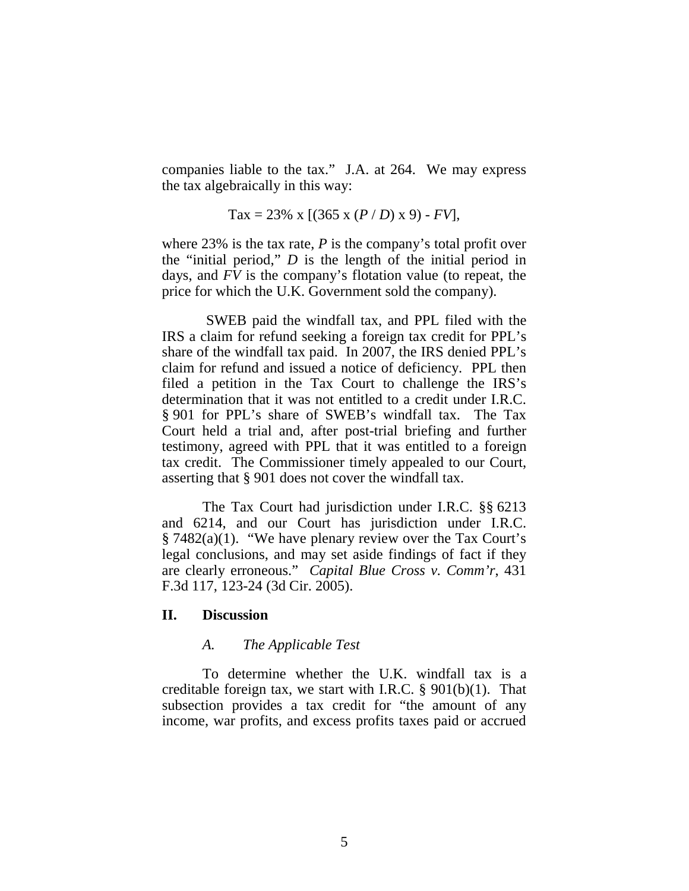companies liable to the tax." J.A. at 264. We may express the tax algebraically in this way:

$$\text{Tax} = 23\% \times [(365 \times (P / D) \times 9) - FV],$$

where 23% is the tax rate, $P$ is the company's total profit over the "initial period," $D$ is the length of the initial period in days, and $FV$ is the company's flotation value (to repeat, the price for which the U.K. Government sold the company).

SWEB paid the windfall tax, and PPL filed with the IRS a claim for refund seeking a foreign tax credit for PPL's share of the windfall tax paid. In 2007, the IRS denied PPL's claim for refund and issued a notice of deficiency. PPL then filed a petition in the Tax Court to challenge the IRS's determination that it was not entitled to a credit under I.R.C. § 901 for PPL's share of SWEB's windfall tax. The Tax Court held a trial and, after post-trial briefing and further testimony, agreed with PPL that it was entitled to a foreign tax credit. The Commissioner timely appealed to our Court, asserting that § 901 does not cover the windfall tax.

The Tax Court had jurisdiction under I.R.C. §§ 6213 and 6214, and our Court has jurisdiction under I.R.C. § 7482(a)(1). "We have plenary review over the Tax Court's legal conclusions, and may set aside findings of fact if they are clearly erroneous." *Capital Blue Cross v. Comm'r*, 431 F.3d 117, 123-24 (3d Cir. 2005).

## II. Discussion

### *A. The Applicable Test*

To determine whether the U.K. windfall tax is a creditable foreign tax, we start with I.R.C. § 901(b)(1). That subsection provides a tax credit for "the amount of any income, war profits, and excess profits taxes paid or accrued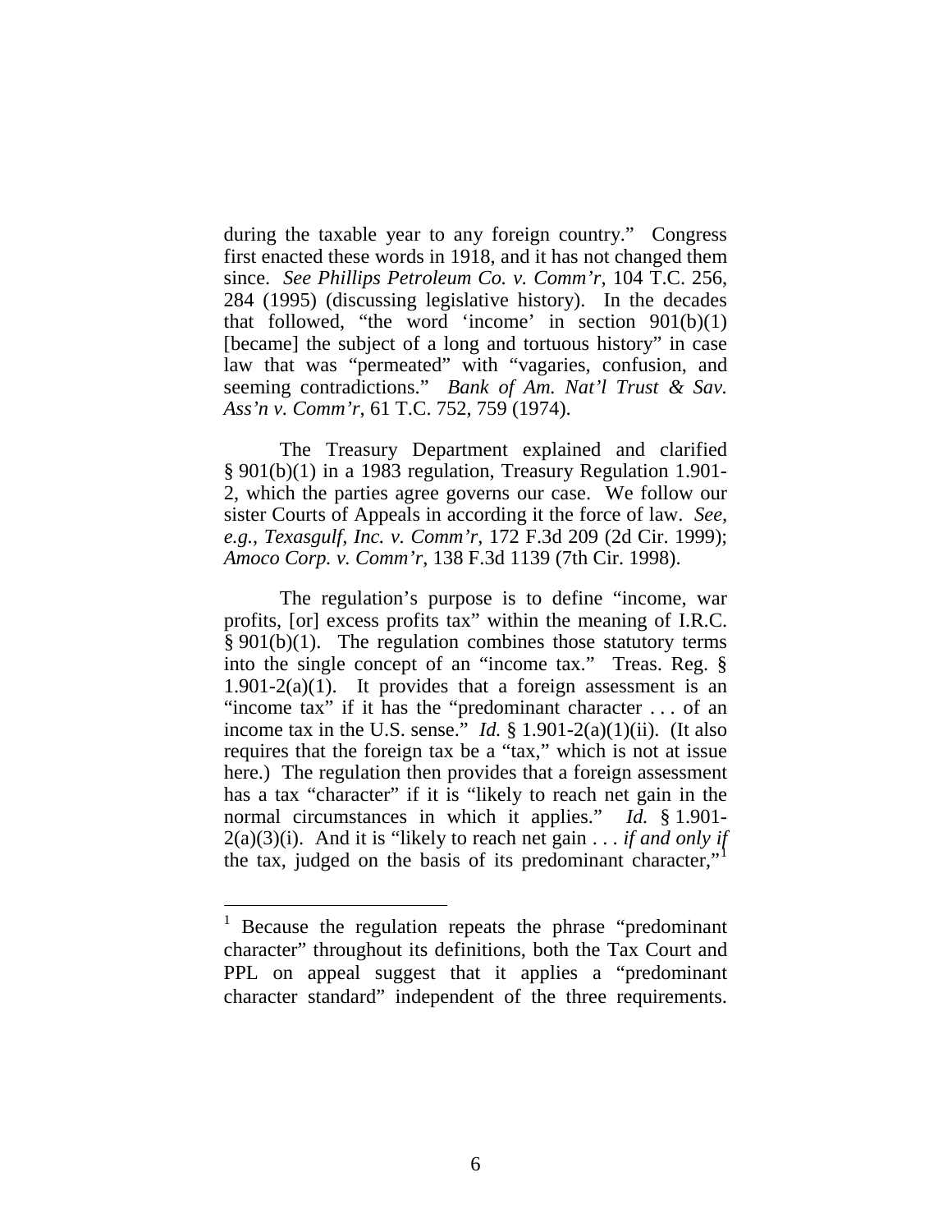during the taxable year to any foreign country." Congress first enacted these words in 1918, and it has not changed them since. *See Phillips Petroleum Co. v. Comm'r*, 104 T.C. 256, 284 (1995) (discussing legislative history). In the decades that followed, "the word 'income' in section 901(b)(1) [became] the subject of a long and tortuous history" in case law that was "permeated" with "vagaries, confusion, and seeming contradictions." *Bank of Am. Nat'l Trust & Sav. Ass'n v. Comm'r*, 61 T.C. 752, 759 (1974).

The Treasury Department explained and clarified § 901(b)(1) in a 1983 regulation, Treasury Regulation 1.901-2, which the parties agree governs our case. We follow our sister Courts of Appeals in according it the force of law. *See, e.g.*, *Texasgulf, Inc. v. Comm'r*, 172 F.3d 209 (2d Cir. 1999); *Amoco Corp. v. Comm'r*, 138 F.3d 1139 (7th Cir. 1998).

The regulation's purpose is to define "income, war profits, [or] excess profits tax" within the meaning of I.R.C. § 901(b)(1). The regulation combines those statutory terms into the single concept of an "income tax." Treas. Reg. § 1.901-2(a)(1). It provides that a foreign assessment is an "income tax" if it has the "predominant character . . . of an income tax in the U.S. sense." *Id.* § 1.901-2(a)(1)(ii). (It also requires that the foreign tax be a "tax," which is not at issue here.) The regulation then provides that a foreign assessment has a tax "character" if it is "likely to reach net gain in the normal circumstances in which it applies." *Id.* § 1.901-2(a)(3)(i). And it is "likely to reach net gain . . . *if and only if* the tax, judged on the basis of its predominant character,"[1]

---

[1] Because the regulation repeats the phrase "predominant character" throughout its definitions, both the Tax Court and PPL on appeal suggest that it applies a "predominant character standard" independent of the three requirements.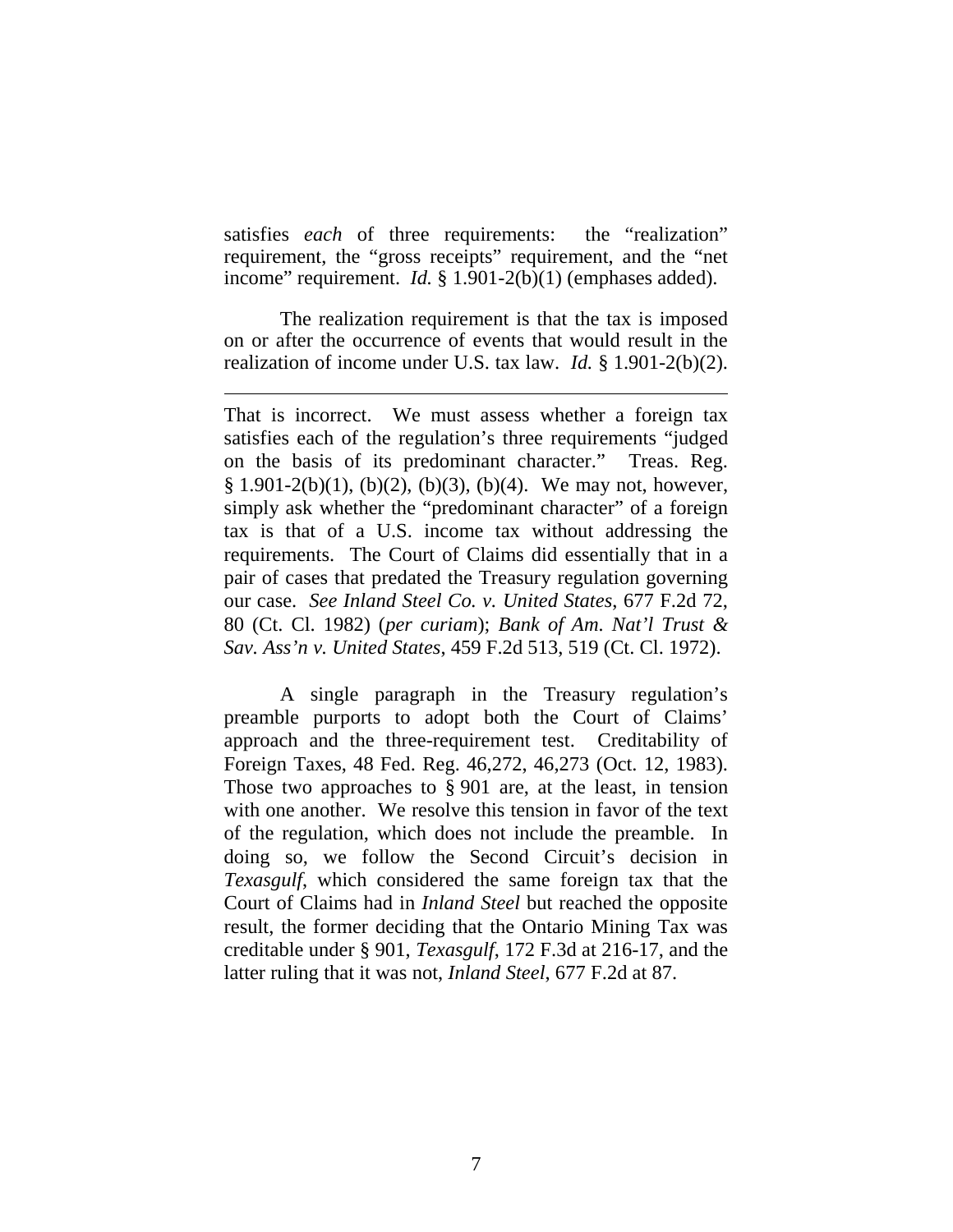satisfies *each* of three requirements: the "realization" requirement, the "gross receipts" requirement, and the "net income" requirement. *Id.* § 1.901-2(b)(1) (emphases added).

The realization requirement is that the tax is imposed on or after the occurrence of events that would result in the realization of income under U.S. tax law. *Id.* § 1.901-2(b)(2).

---

That is incorrect. We must assess whether a foreign tax satisfies each of the regulation's three requirements "judged on the basis of its predominant character." Treas. Reg. § 1.901-2(b)(1), (b)(2), (b)(3), (b)(4). We may not, however, simply ask whether the "predominant character" of a foreign tax is that of a U.S. income tax without addressing the requirements. The Court of Claims did essentially that in a pair of cases that predated the Treasury regulation governing our case. *See Inland Steel Co. v. United States*, 677 F.2d 72, 80 (Ct. Cl. 1982) (*per curiam*); *Bank of Am. Nat'l Trust & Sav. Ass'n v. United States*, 459 F.2d 513, 519 (Ct. Cl. 1972).

A single paragraph in the Treasury regulation's preamble purports to adopt both the Court of Claims' approach and the three-requirement test. Creditability of Foreign Taxes, 48 Fed. Reg. 46,272, 46,273 (Oct. 12, 1983). Those two approaches to § 901 are, at the least, in tension with one another. We resolve this tension in favor of the text of the regulation, which does not include the preamble. In doing so, we follow the Second Circuit's decision in *Texasgulf*, which considered the same foreign tax that the Court of Claims had in *Inland Steel* but reached the opposite result, the former deciding that the Ontario Mining Tax was creditable under § 901, *Texasgulf*, 172 F.3d at 216-17, and the latter ruling that it was not, *Inland Steel*, 677 F.2d at 87.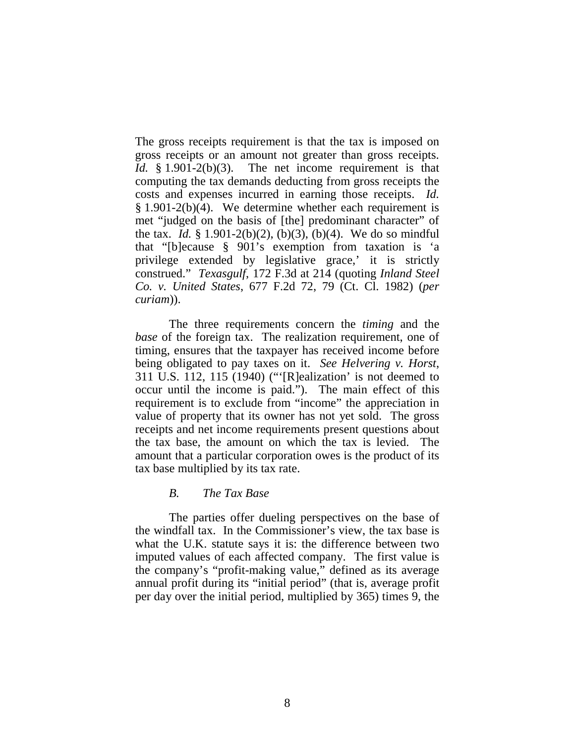The gross receipts requirement is that the tax is imposed on gross receipts or an amount not greater than gross receipts. *Id.* § 1.901-2(b)(3). The net income requirement is that computing the tax demands deducting from gross receipts the costs and expenses incurred in earning those receipts. *Id.* § 1.901-2(b)(4). We determine whether each requirement is met "judged on the basis of [the] predominant character" of the tax. *Id.* § 1.901-2(b)(2), (b)(3), (b)(4). We do so mindful that "[b]ecause § 901's exemption from taxation is 'a privilege extended by legislative grace,' it is strictly construed." *Texasgulf*, 172 F.3d at 214 (quoting *Inland Steel Co. v. United States*, 677 F.2d 72, 79 (Ct. Cl. 1982) (*per curiam*)).

The three requirements concern the *timing* and the *base* of the foreign tax. The realization requirement, one of timing, ensures that the taxpayer has received income before being obligated to pay taxes on it. *See Helvering v. Horst*, 311 U.S. 112, 115 (1940) ("'[R]ealization' is not deemed to occur until the income is paid."). The main effect of this requirement is to exclude from "income" the appreciation in value of property that its owner has not yet sold. The gross receipts and net income requirements present questions about the tax base, the amount on which the tax is levied. The amount that a particular corporation owes is the product of its tax base multiplied by its tax rate.

### *B. The Tax Base*

The parties offer dueling perspectives on the base of the windfall tax. In the Commissioner's view, the tax base is what the U.K. statute says it is: the difference between two imputed values of each affected company. The first value is the company's "profit-making value," defined as its average annual profit during its "initial period" (that is, average profit per day over the initial period, multiplied by 365) times 9, the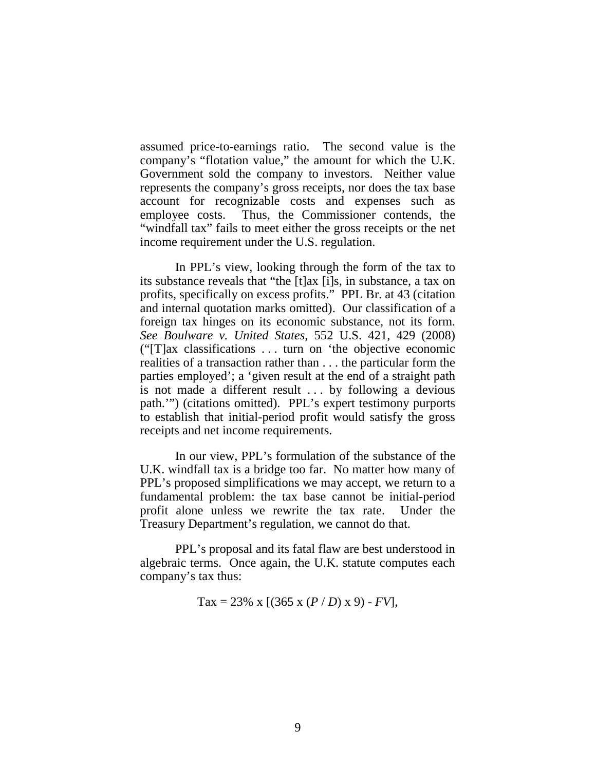assumed price-to-earnings ratio. The second value is the company's "flotation value," the amount for which the U.K. Government sold the company to investors. Neither value represents the company's gross receipts, nor does the tax base account for recognizable costs and expenses such as employee costs. Thus, the Commissioner contends, the "windfall tax" fails to meet either the gross receipts or the net income requirement under the U.S. regulation.

In PPL's view, looking through the form of the tax to its substance reveals that "the [t]ax [i]s, in substance, a tax on profits, specifically on excess profits." PPL Br. at 43 (citation and internal quotation marks omitted). Our classification of a foreign tax hinges on its economic substance, not its form. *See Boulware v. United States*, 552 U.S. 421, 429 (2008) ("[T]ax classifications . . . turn on 'the objective economic realities of a transaction rather than . . . the particular form the parties employed'; a 'given result at the end of a straight path is not made a different result . . . by following a devious path.'") (citations omitted). PPL's expert testimony purports to establish that initial-period profit would satisfy the gross receipts and net income requirements.

In our view, PPL's formulation of the substance of the U.K. windfall tax is a bridge too far. No matter how many of PPL's proposed simplifications we may accept, we return to a fundamental problem: the tax base cannot be initial-period profit alone unless we rewrite the tax rate. Under the Treasury Department's regulation, we cannot do that.

PPL's proposal and its fatal flaw are best understood in algebraic terms. Once again, the U.K. statute computes each company's tax thus:

$$\text{Tax} = 23\% \times [(365 \times (P / D) \times 9) - FV],$$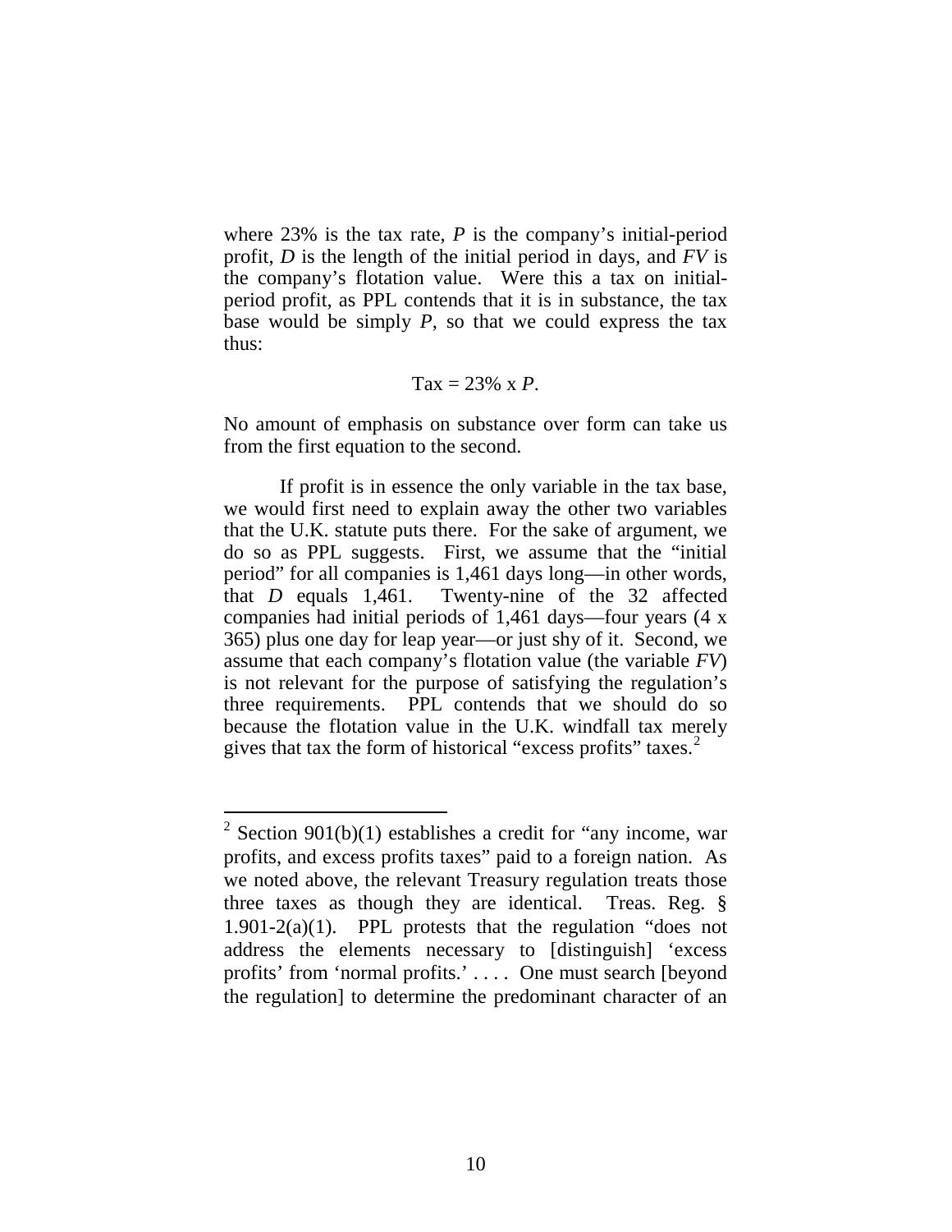where 23% is the tax rate, $P$ is the company's initial-period profit, $D$ is the length of the initial period in days, and $FV$ is the company's flotation value. Were this a tax on initial-period profit, as PPL contends that it is in substance, the tax base would be simply $P$, so that we could express the tax thus:

$$\text{Tax} = 23\% \times P.$$

No amount of emphasis on substance over form can take us from the first equation to the second.

If profit is in essence the only variable in the tax base, we would first need to explain away the other two variables that the U.K. statute puts there. For the sake of argument, we do so as PPL suggests. First, we assume that the "initial period" for all companies is 1,461 days long—in other words, that $D$ equals 1,461. Twenty-nine of the 32 affected companies had initial periods of 1,461 days—four years (4 x 365) plus one day for leap year—or just shy of it. Second, we assume that each company's flotation value (the variable $FV$) is not relevant for the purpose of satisfying the regulation's three requirements. PPL contends that we should do so because the flotation value in the U.K. windfall tax merely gives that tax the form of historical "excess profits" taxes.[2]

---

[2] Section 901(b)(1) establishes a credit for "any income, war profits, and excess profits taxes" paid to a foreign nation. As we noted above, the relevant Treasury regulation treats those three taxes as though they are identical. Treas. Reg. § 1.901-2(a)(1). PPL protests that the regulation "does not address the elements necessary to [distinguish] 'excess profits' from 'normal profits.' . . . . One must search [beyond the regulation] to determine the predominant character of an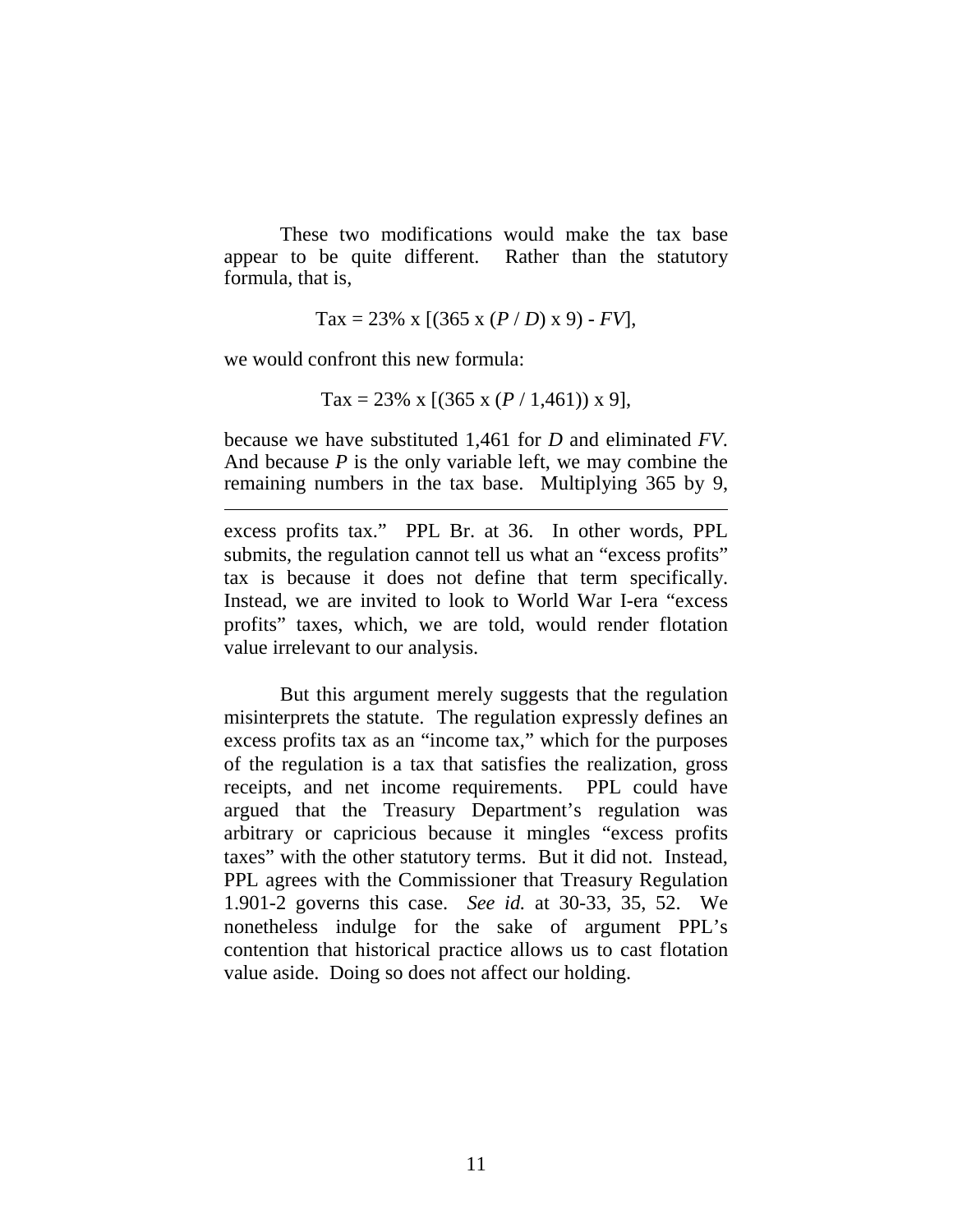These two modifications would make the tax base appear to be quite different. Rather than the statutory formula, that is,

$$\text{Tax} = 23\% \text{ x } [(365 \text{ x } (P / D) \text{ x } 9) - FV],$$

we would confront this new formula:

$$\text{Tax} = 23\% \text{ x } [(365 \text{ x } (P / 1{,}461)) \text{ x } 9],$$

because we have substituted 1,461 for *D* and eliminated *FV*. And because *P* is the only variable left, we may combine the remaining numbers in the tax base. Multiplying 365 by 9,

---

excess profits tax." PPL Br. at 36. In other words, PPL submits, the regulation cannot tell us what an "excess profits" tax is because it does not define that term specifically. Instead, we are invited to look to World War I-era "excess profits" taxes, which, we are told, would render flotation value irrelevant to our analysis.

But this argument merely suggests that the regulation misinterprets the statute. The regulation expressly defines an excess profits tax as an "income tax," which for the purposes of the regulation is a tax that satisfies the realization, gross receipts, and net income requirements. PPL could have argued that the Treasury Department's regulation was arbitrary or capricious because it mingles "excess profits taxes" with the other statutory terms. But it did not. Instead, PPL agrees with the Commissioner that Treasury Regulation 1.901-2 governs this case. *See id.* at 30-33, 35, 52. We nonetheless indulge for the sake of argument PPL's contention that historical practice allows us to cast flotation value aside. Doing so does not affect our holding.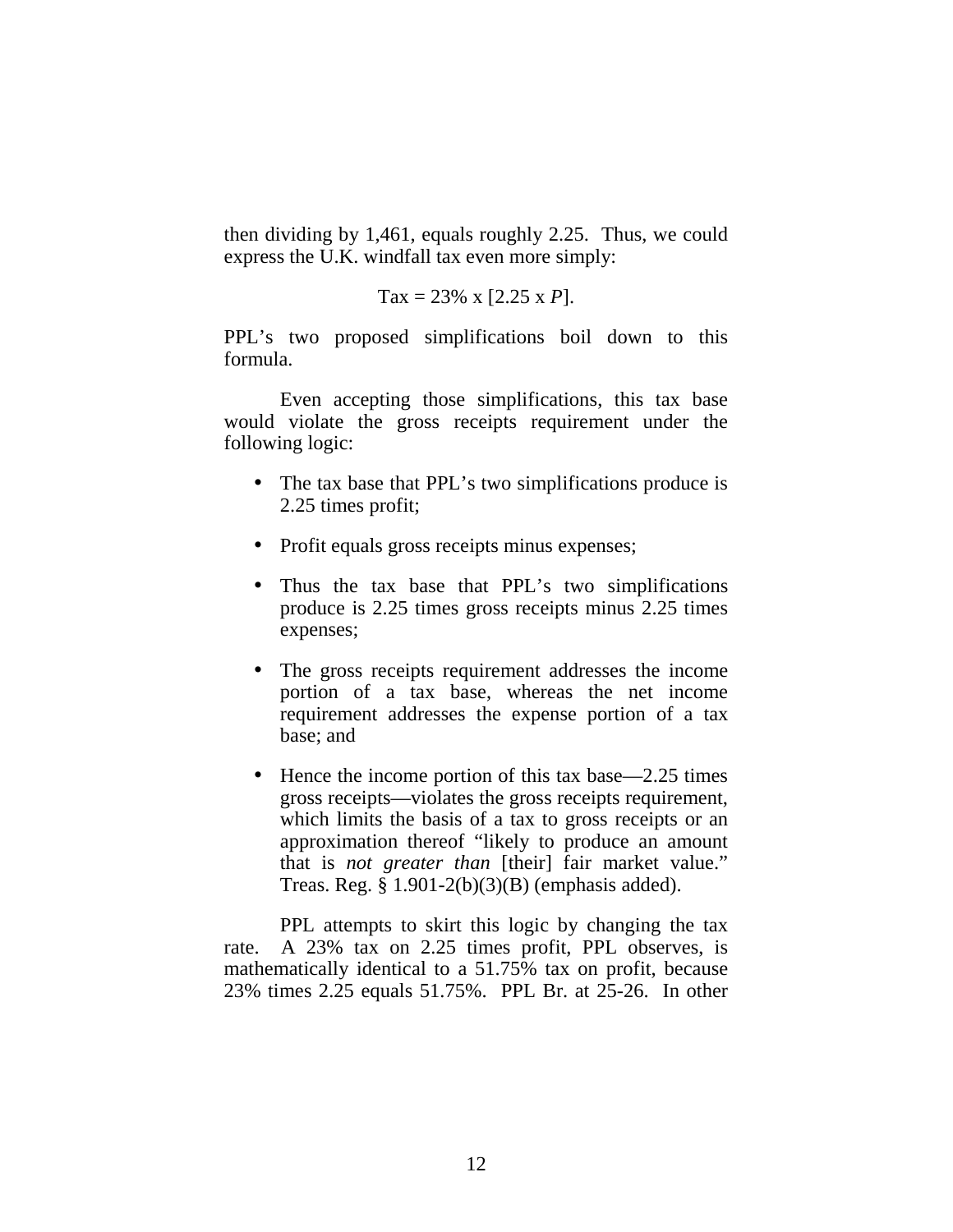then dividing by 1,461, equals roughly 2.25. Thus, we could express the U.K. windfall tax even more simply:

$$\text{Tax} = 23\% \times [2.25 \times P].$$

PPL's two proposed simplifications boil down to this formula.

Even accepting those simplifications, this tax base would violate the gross receipts requirement under the following logic:

- The tax base that PPL's two simplifications produce is 2.25 times profit;
- Profit equals gross receipts minus expenses;
- Thus the tax base that PPL's two simplifications produce is 2.25 times gross receipts minus 2.25 times expenses;
- The gross receipts requirement addresses the income portion of a tax base, whereas the net income requirement addresses the expense portion of a tax base; and
- Hence the income portion of this tax base—2.25 times gross receipts—violates the gross receipts requirement, which limits the basis of a tax to gross receipts or an approximation thereof "likely to produce an amount that is *not greater than* [their] fair market value." Treas. Reg. § 1.901-2(b)(3)(B) (emphasis added).

PPL attempts to skirt this logic by changing the tax rate. A 23% tax on 2.25 times profit, PPL observes, is mathematically identical to a 51.75% tax on profit, because 23% times 2.25 equals 51.75%. PPL Br. at 25-26. In other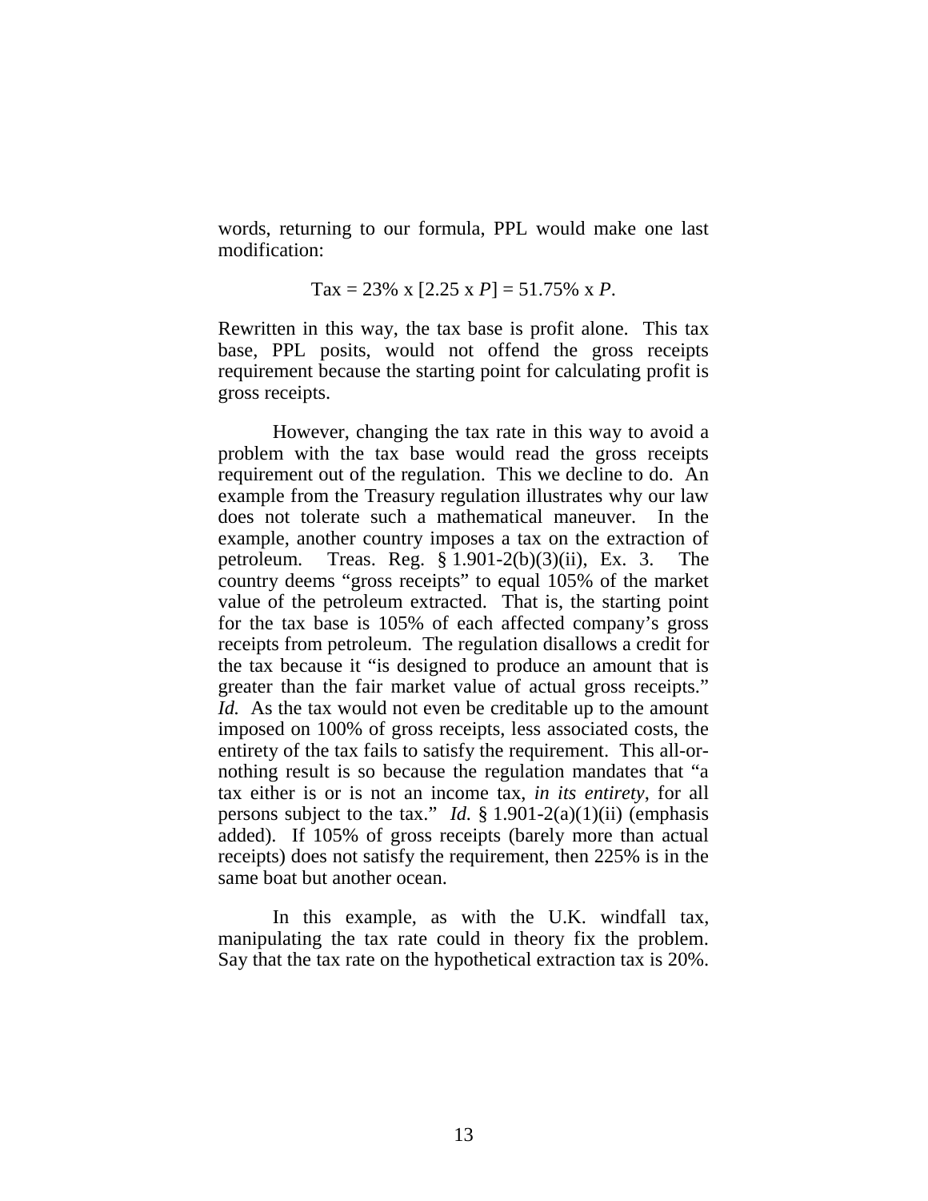words, returning to our formula, PPL would make one last modification:

$$\text{Tax} = 23\% \text{ x } [2.25 \text{ x } P] = 51.75\% \text{ x } P.$$

Rewritten in this way, the tax base is profit alone. This tax base, PPL posits, would not offend the gross receipts requirement because the starting point for calculating profit is gross receipts.

However, changing the tax rate in this way to avoid a problem with the tax base would read the gross receipts requirement out of the regulation. This we decline to do. An example from the Treasury regulation illustrates why our law does not tolerate such a mathematical maneuver. In the example, another country imposes a tax on the extraction of petroleum. Treas. Reg. § 1.901-2(b)(3)(ii), Ex. 3. The country deems "gross receipts" to equal 105% of the market value of the petroleum extracted. That is, the starting point for the tax base is 105% of each affected company's gross receipts from petroleum. The regulation disallows a credit for the tax because it "is designed to produce an amount that is greater than the fair market value of actual gross receipts." *Id.* As the tax would not even be creditable up to the amount imposed on 100% of gross receipts, less associated costs, the entirety of the tax fails to satisfy the requirement. This all-or-nothing result is so because the regulation mandates that "a tax either is or is not an income tax, *in its entirety*, for all persons subject to the tax." *Id.* § 1.901-2(a)(1)(ii) (emphasis added). If 105% of gross receipts (barely more than actual receipts) does not satisfy the requirement, then 225% is in the same boat but another ocean.

In this example, as with the U.K. windfall tax, manipulating the tax rate could in theory fix the problem. Say that the tax rate on the hypothetical extraction tax is 20%.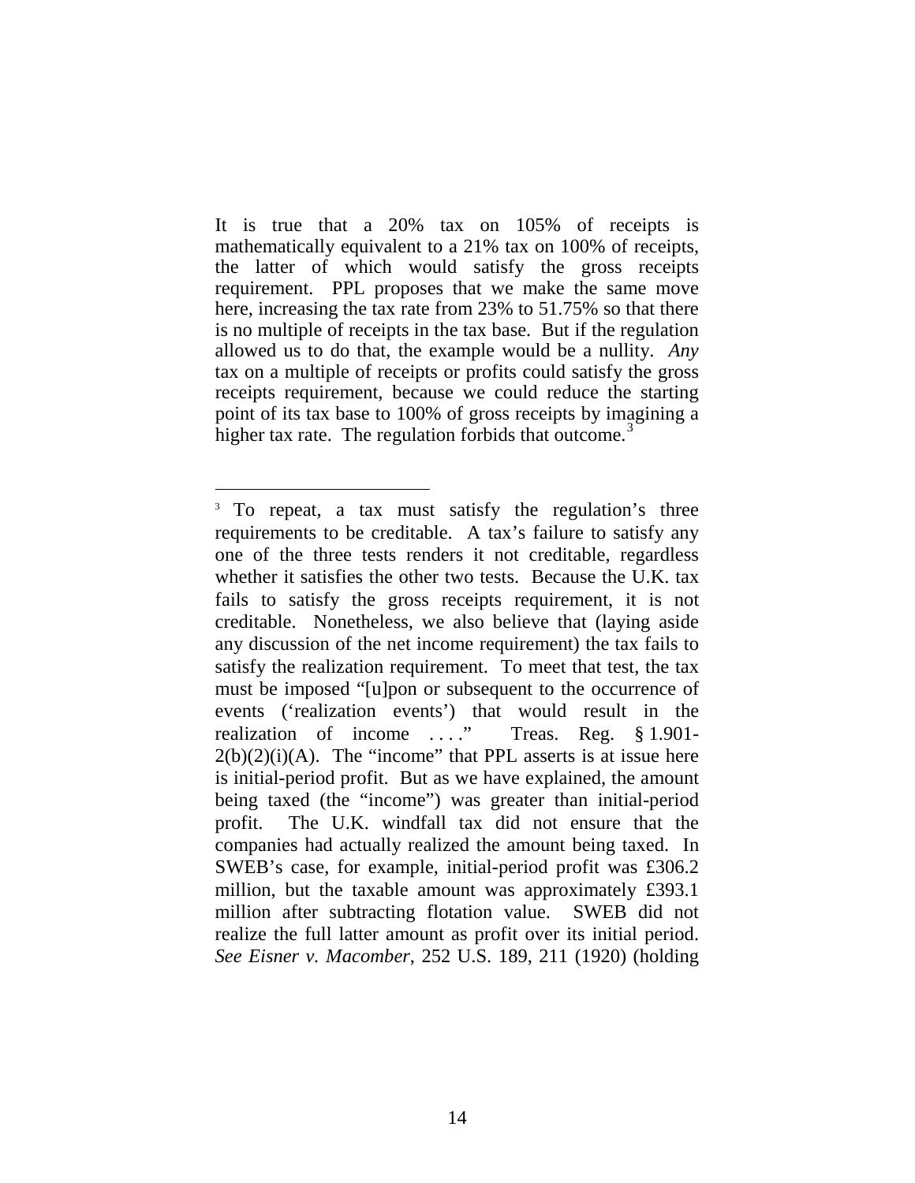It is true that a 20% tax on 105% of receipts is mathematically equivalent to a 21% tax on 100% of receipts, the latter of which would satisfy the gross receipts requirement. PPL proposes that we make the same move here, increasing the tax rate from 23% to 51.75% so that there is no multiple of receipts in the tax base. But if the regulation allowed us to do that, the example would be a nullity. *Any* tax on a multiple of receipts or profits could satisfy the gross receipts requirement, because we could reduce the starting point of its tax base to 100% of gross receipts by imagining a higher tax rate. The regulation forbids that outcome.[3]

[3] To repeat, a tax must satisfy the regulation's three requirements to be creditable. A tax's failure to satisfy any one of the three tests renders it not creditable, regardless whether it satisfies the other two tests. Because the U.K. tax fails to satisfy the gross receipts requirement, it is not creditable. Nonetheless, we also believe that (laying aside any discussion of the net income requirement) the tax fails to satisfy the realization requirement. To meet that test, the tax must be imposed "[u]pon or subsequent to the occurrence of events ('realization events') that would result in the realization of income . . . ." Treas. Reg. § 1.901-2(b)(2)(i)(A). The "income" that PPL asserts is at issue here is initial-period profit. But as we have explained, the amount being taxed (the "income") was greater than initial-period profit. The U.K. windfall tax did not ensure that the companies had actually realized the amount being taxed. In SWEB's case, for example, initial-period profit was £306.2 million, but the taxable amount was approximately £393.1 million after subtracting flotation value. SWEB did not realize the full latter amount as profit over its initial period. *See Eisner v. Macomber*, 252 U.S. 189, 211 (1920) (holding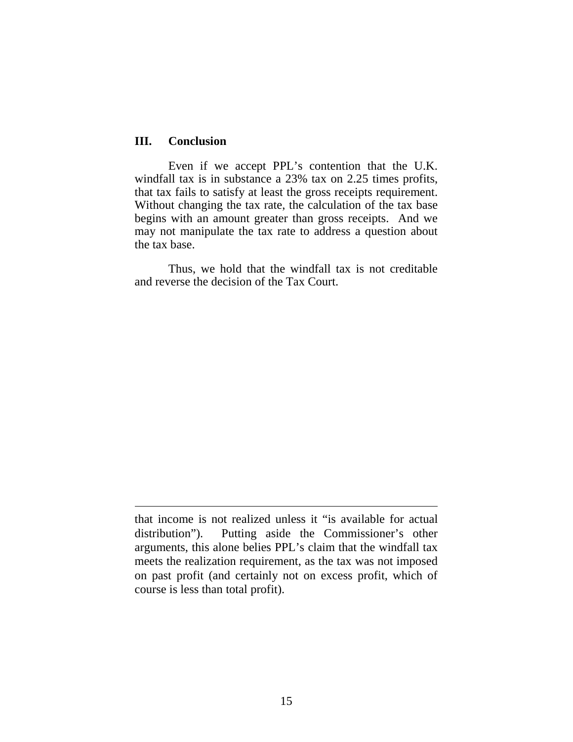## III. Conclusion

Even if we accept PPL's contention that the U.K. windfall tax is in substance a 23% tax on 2.25 times profits, that tax fails to satisfy at least the gross receipts requirement. Without changing the tax rate, the calculation of the tax base begins with an amount greater than gross receipts. And we may not manipulate the tax rate to address a question about the tax base.

Thus, we hold that the windfall tax is not creditable and reverse the decision of the Tax Court.

---

that income is not realized unless it "is available for actual distribution"). Putting aside the Commissioner's other arguments, this alone belies PPL's claim that the windfall tax meets the realization requirement, as the tax was not imposed on past profit (and certainly not on excess profit, which of course is less than total profit).